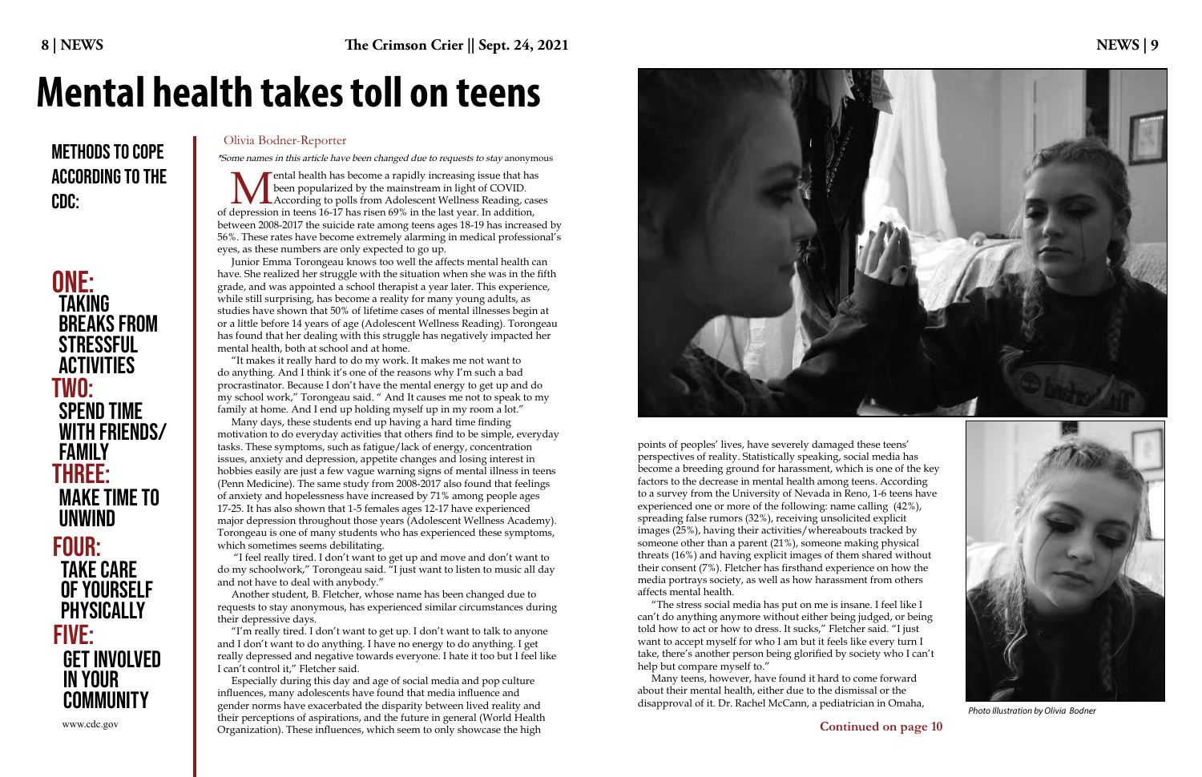# Mental health takes toll on teens

## METHODS TO COPE ACCORDING TO THE CDC:

**ONE:** TAKING BREAKS FROM STRESSFUL ACTIVITIES

**TWO:** SPEND TIME WITH FRIENDS/ FAMILY

**THREE:** MAKE TIME TO UNWIND

**FOUR:** TAKE CARE OF YOURSELF PHYSICALLY

**FIVE:** GET INVOLVED IN YOUR COMMUNITY

www.cdc.gov

Olivia Bodner-Reporter

*\*Some names in this article have been changed due to requests to stay anonymous*

Mental health has become a rapidly increasing issue that has been popularized by the mainstream in light of COVID. According to polls from Adolescent Wellness Reading, cases of depression in teens 16-17 has risen 69% in the last year. In addition, between 2008-2017 the suicide rate among teens ages 18-19 has increased by 56%. These rates have become extremely alarming in medical professional's eyes, as these numbers are only expected to go up.

Junior Emma Torongeau knows too well the affects mental health can have. She realized her struggle with the situation when she was in the fifth grade, and was appointed a school therapist a year later. This experience, while still surprising, has become a reality for many young adults, as studies have shown that 50% of lifetime cases of mental illnesses begin at or a little before 14 years of age (Adolescent Wellness Reading). Torongeau has found that her dealing with this struggle has negatively impacted her mental health, both at school and at home.

"It makes it really hard to do my work. It makes me not want to do anything. And I think it's one of the reasons why I'm such a bad procrastinator. Because I don't have the mental energy to get up and do my school work," Torongeau said. " And It causes me not to speak to my family at home. And I end up holding myself up in my room a lot."

Many days, these students end up having a hard time finding motivation to do everyday activities that others find to be simple, everyday tasks. These symptoms, such as fatigue/lack of energy, concentration issues, anxiety and depression, appetite changes and losing interest in hobbies easily are just a few vague warning signs of mental illness in teens (Penn Medicine). The same study from 2008-2017 also found that feelings of anxiety and hopelessness have increased by 71% among people ages 17-25. It has also shown that 1-5 females ages 12-17 have experienced major depression throughout those years (Adolescent Wellness Academy). Torongeau is one of many students who has experienced these symptoms, which sometimes seems debilitating.

"I feel really tired. I don't want to get up and move and don't want to do my schoolwork," Torongeau said. "I just want to listen to music all day and not have to deal with anybody."

Another student, B. Fletcher, whose name has been changed due to requests to stay anonymous, has experienced similar circumstances during their depressive days.

"I'm really tired. I don't want to get up. I don't want to talk to anyone and I don't want to do anything. I have no energy to do anything. I get really depressed and negative towards everyone. I hate it too but I feel like I can't control it," Fletcher said.

Especially during this day and age of social media and pop culture influences, many adolescents have found that media influence and gender norms have exacerbated the disparity between lived reality and their perceptions of aspirations, and the future in general (World Health Organization). These influences, which seem to only showcase the high points of peoples' lives, have severely damaged these teens' perspectives of reality. Statistically speaking, social media has become a breeding ground for harassment, which is one of the key factors to the decrease in mental health among teens. According to a survey from the University of Nevada in Reno, 1-6 teens have experienced one or more of the following: name calling (42%), spreading false rumors (32%), receiving unsolicited explicit images (25%), having their activities/whereabouts tracked by someone other than a parent (21%), someone making physical threats (16%) and having explicit images of them shared without their consent (7%). Fletcher has firsthand experience on how the media portrays society, as well as how harassment from others affects mental health.

"The stress social media has put on me is insane. I feel like I can't do anything anymore without either being judged, or being told how to act or how to dress. It sucks," Fletcher said. "I just want to accept myself for who I am but it feels like every turn I take, there's another person being glorified by society who I can't help but compare myself to."

Many teens, however, have found it hard to come forward about their mental health, either due to the dismissal or the disapproval of it. Dr. Rachel McCann, a pediatrician in Omaha,

**Continued on page 10**

*Photo Illustration by Olivia Bodner*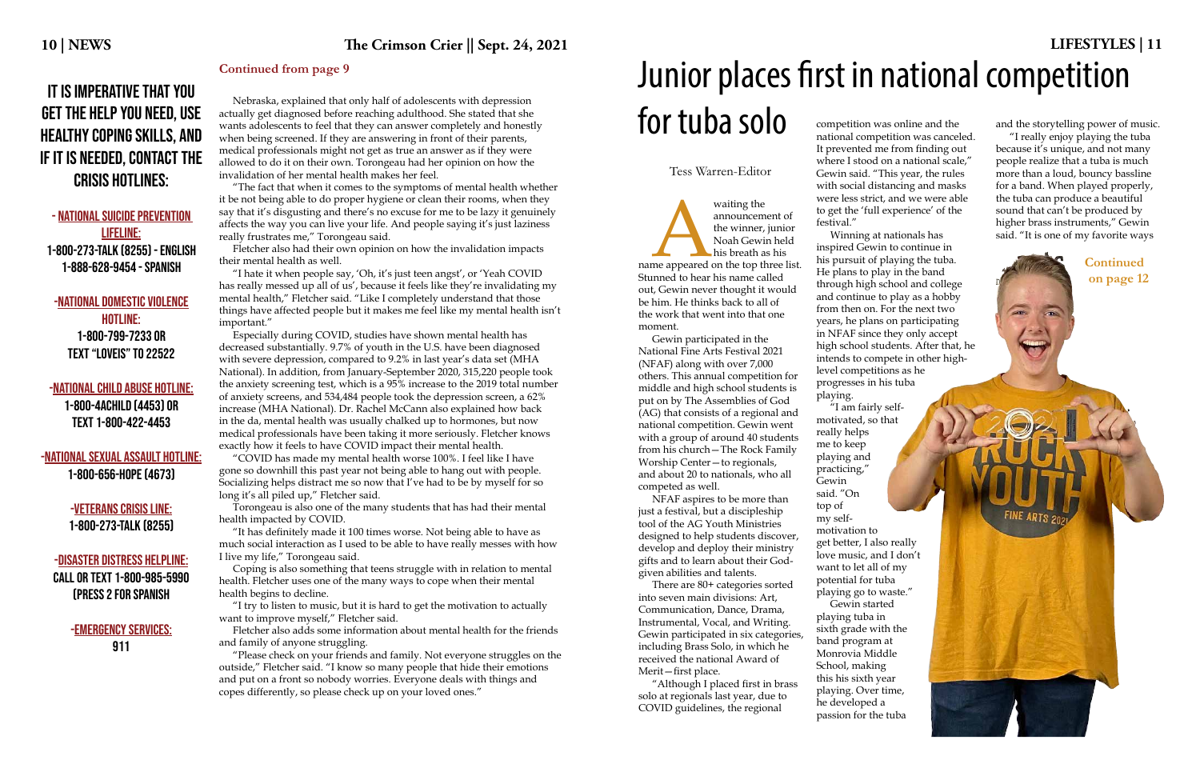# IT IS IMPERATIVE THAT YOU GET THE HELP YOU NEED, USE HEALTHY COPING SKILLS, AND IF IT IS NEEDED, CONTACT THE CRISIS HOTLINES:

**- NATIONAL SUICIDE PREVENTION LIFELINE:**
1-800-273-TALK (8255) - ENGLISH
1-888-628-9454 - SPANISH

**-NATIONAL DOMESTIC VIOLENCE HOTLINE:**
1-800-799-7233 OR TEXT "LOVEIS" TO 22522

**-NATIONAL CHILD ABUSE HOTLINE:**
1-800-4ACHILD (4453) OR TEXT 1-800-422-4453

**-NATIONAL SEXUAL ASSAULT HOTLINE:**
1-800-656-HOPE (4673)

**-VETERANS CRISIS LINE:**
1-800-273-TALK (8255)

**-DISASTER DISTRESS HELPLINE:**
CALL OR TEXT 1-800-985-5990 (PRESS 2 FOR SPANISH

**-EMERGENCY SERVICES:**
911

**Continued from page 9**

Nebraska, explained that only half of adolescents with depression actually get diagnosed before reaching adulthood. She stated that she wants adolescents to feel that they can answer completely and honestly when being screened. If they are answering in front of their parents, medical professionals might not get as true an answer as if they were allowed to do it on their own. Torongeau had her opinion on how the invalidation of her mental health makes her feel.

"The fact that when it comes to the symptoms of mental health whether it be not being able to do proper hygiene or clean their rooms, when they say that it's disgusting and there's no excuse for me to be lazy it genuinely affects the way you can live your life. And people saying it's just laziness really frustrates me," Torongeau said.

Fletcher also had their own opinion on how the invalidation impacts their mental health as well.

"I hate it when people say, 'Oh, it's just teen angst', or 'Yeah COVID has really messed up all of us', because it feels like they're invalidating my mental health," Fletcher said. "Like I completely understand that those things have affected people but it makes me feel like my mental health isn't important."

Especially during COVID, studies have shown mental health has decreased substantially. 9.7% of youth in the U.S. have been diagnosed with severe depression, compared to 9.2% in last year's data set (MHA National). In addition, from January-September 2020, 315,220 people took the anxiety screening test, which is a 95% increase to the 2019 total number of anxiety screens, and 534,484 people took the depression screen, a 62% increase (MHA National). Dr. Rachel McCann also explained how back in the da, mental health was usually chalked up to hormones, but now medical professionals have been taking it more seriously. Fletcher knows exactly how it feels to have COVID impact their mental health.

"COVID has made my mental health worse 100%. I feel like I have gone so downhill this past year not being able to hang out with people. Socializing helps distract me so now that I've had to be by myself for so long it's all piled up," Fletcher said.

Torongeau is also one of the many students that has had their mental health impacted by COVID.

"It has definitely made it 100 times worse. Not being able to have as much social interaction as I used to be able to have really messes with how I live my life," Torongeau said.

Coping is also something that teens struggle with in relation to mental health. Fletcher uses one of the many ways to cope when their mental health begins to decline.

"I try to listen to music, but it is hard to get the motivation to actually want to improve myself," Fletcher said.

Fletcher also adds some information about mental health for the friends and family of anyone struggling.

"Please check on your friends and family. Not everyone struggles on the outside," Fletcher said. "I know so many people that hide their emotions and put on a front so nobody worries. Everyone deals with things and copes differently, so please check up on your loved ones."

# Junior places first in national competition for tuba solo

Tess Warren-Editor

Awaiting the announcement of the winner, junior Noah Gewin held his breath as his name appeared on the top three list. Stunned to hear his name called out, Gewin never thought it would be him. He thinks back to all of the work that went into that one moment.

Gewin participated in the National Fine Arts Festival 2021 (NFAF) along with over 7,000 others. This annual competition for middle and high school students is put on by The Assemblies of God (AG) that consists of a regional and national competition. Gewin went with a group of around 40 students from his church—The Rock Family Worship Center—to regionals, and about 20 to nationals, who all competed as well.

NFAF aspires to be more than just a festival, but a discipleship tool of the AG Youth Ministries designed to help students discover, develop and deploy their ministry gifts and to learn about their God-given abilities and talents.

There are 80+ categories sorted into seven main divisions: Art, Communication, Dance, Drama, Instrumental, Vocal, and Writing. Gewin participated in six categories, including Brass Solo, in which he received the national Award of Merit—first place.

"Although I placed first in brass solo at regionals last year, due to COVID guidelines, the regional competition was online and the national competition was canceled. It prevented me from finding out where I stood on a national scale," Gewin said. "This year, the rules with social distancing and masks were less strict, and we were able to get the 'full experience' of the festival."

Winning at nationals has inspired Gewin to continue in his pursuit of playing the tuba. He plans to play in the band through high school and college and continue to play as a hobby from then on. For the next two years, he plans on participating in NFAF since they only accept high school students. After that, he intends to compete in other high-level competitions as he progresses in his tuba playing.

"I am fairly self-motivated, so that really helps me to keep playing and practicing," Gewin said. "On top of my self-motivation to get better, I also really love music, and I don't want to let all of my potential for tuba playing go to waste."

Gewin started playing tuba in sixth grade with the band program at Monrovia Middle School, making this his sixth year playing. Over time, he developed a passion for the tuba and the storytelling power of music.

"I really enjoy playing the tuba because it's unique, and not many people realize that a tuba is much more than a loud, bouncy bassline for a band. When played properly, the tuba can produce a beautiful sound that can't be produced by higher brass instruments," Gewin said. "It is one of my favorite ways

**Continued on page 12**